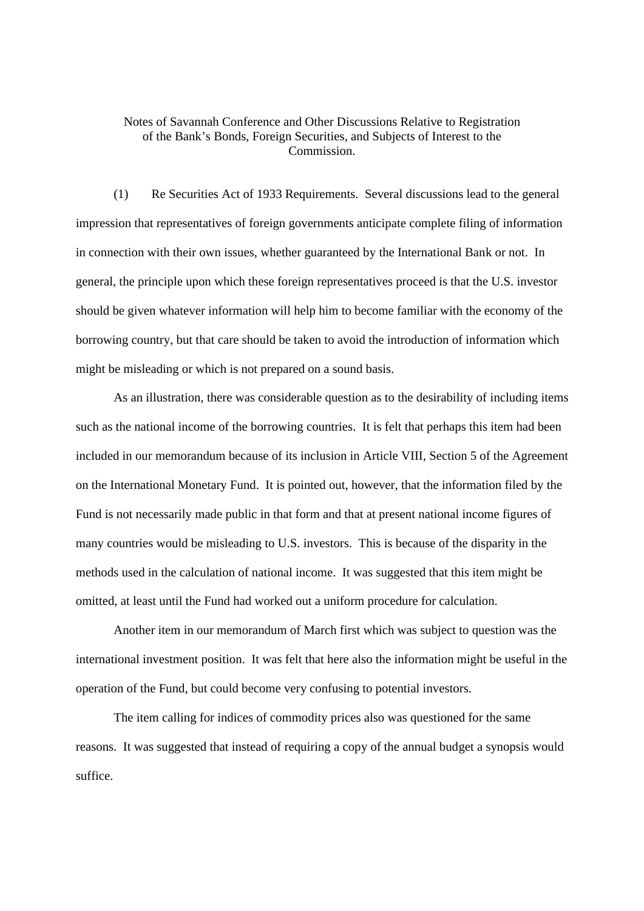Notes of Savannah Conference and Other Discussions Relative to Registration of the Bank's Bonds, Foreign Securities, and Subjects of Interest to the Commission.

(1) Re Securities Act of 1933 Requirements. Several discussions lead to the general impression that representatives of foreign governments anticipate complete filing of information in connection with their own issues, whether guaranteed by the International Bank or not. In general, the principle upon which these foreign representatives proceed is that the U.S. investor should be given whatever information will help him to become familiar with the economy of the borrowing country, but that care should be taken to avoid the introduction of information which might be misleading or which is not prepared on a sound basis.

As an illustration, there was considerable question as to the desirability of including items such as the national income of the borrowing countries. It is felt that perhaps this item had been included in our memorandum because of its inclusion in Article VIII, Section 5 of the Agreement on the International Monetary Fund. It is pointed out, however, that the information filed by the Fund is not necessarily made public in that form and that at present national income figures of many countries would be misleading to U.S. investors. This is because of the disparity in the methods used in the calculation of national income. It was suggested that this item might be omitted, at least until the Fund had worked out a uniform procedure for calculation.

Another item in our memorandum of March first which was subject to question was the international investment position. It was felt that here also the information might be useful in the operation of the Fund, but could become very confusing to potential investors.

The item calling for indices of commodity prices also was questioned for the same reasons. It was suggested that instead of requiring a copy of the annual budget a synopsis would suffice.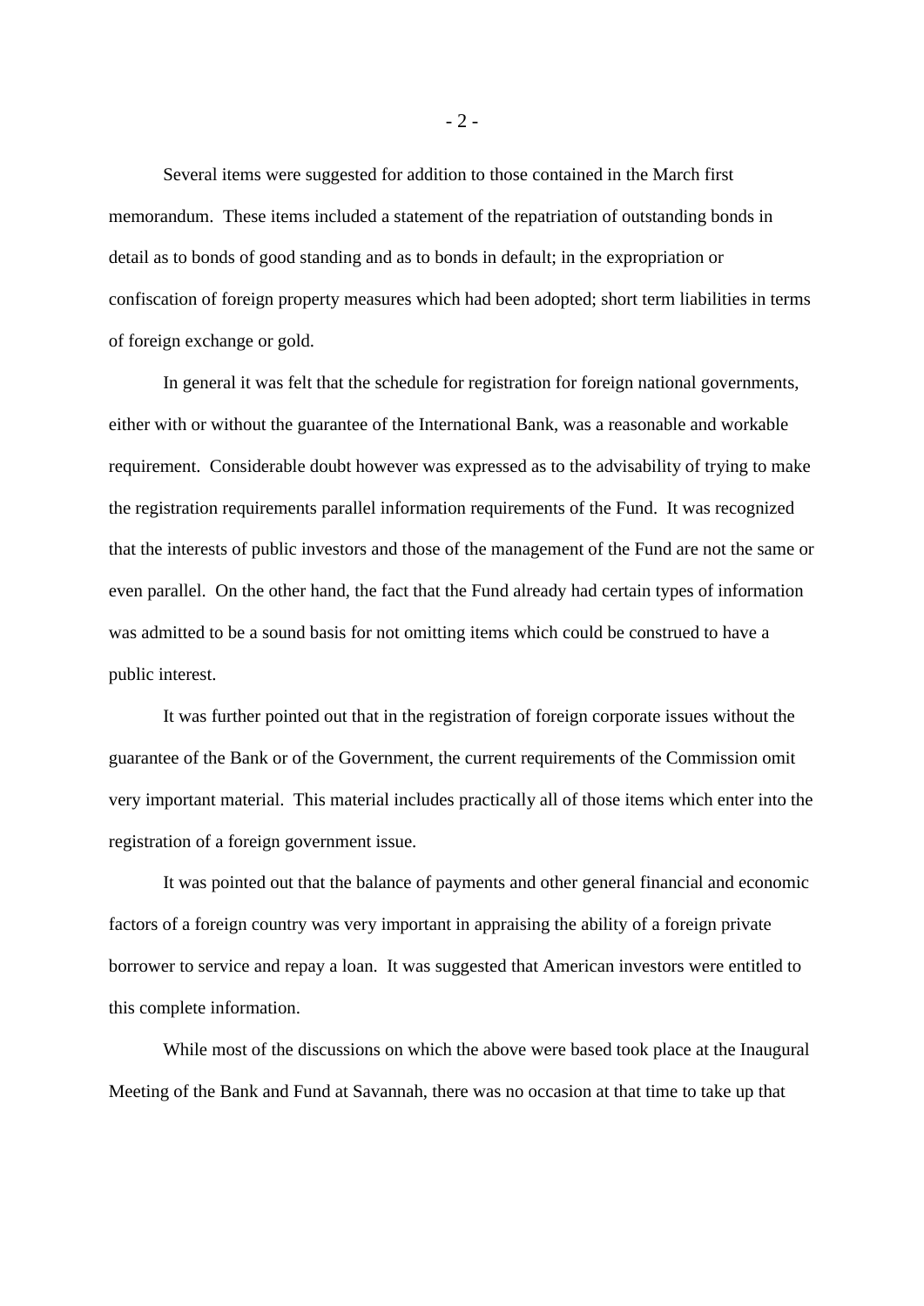Several items were suggested for addition to those contained in the March first memorandum. These items included a statement of the repatriation of outstanding bonds in detail as to bonds of good standing and as to bonds in default; in the expropriation or confiscation of foreign property measures which had been adopted; short term liabilities in terms of foreign exchange or gold.

In general it was felt that the schedule for registration for foreign national governments, either with or without the guarantee of the International Bank, was a reasonable and workable requirement. Considerable doubt however was expressed as to the advisability of trying to make the registration requirements parallel information requirements of the Fund. It was recognized that the interests of public investors and those of the management of the Fund are not the same or even parallel. On the other hand, the fact that the Fund already had certain types of information was admitted to be a sound basis for not omitting items which could be construed to have a public interest.

It was further pointed out that in the registration of foreign corporate issues without the guarantee of the Bank or of the Government, the current requirements of the Commission omit very important material. This material includes practically all of those items which enter into the registration of a foreign government issue.

It was pointed out that the balance of payments and other general financial and economic factors of a foreign country was very important in appraising the ability of a foreign private borrower to service and repay a loan. It was suggested that American investors were entitled to this complete information.

While most of the discussions on which the above were based took place at the Inaugural Meeting of the Bank and Fund at Savannah, there was no occasion at that time to take up that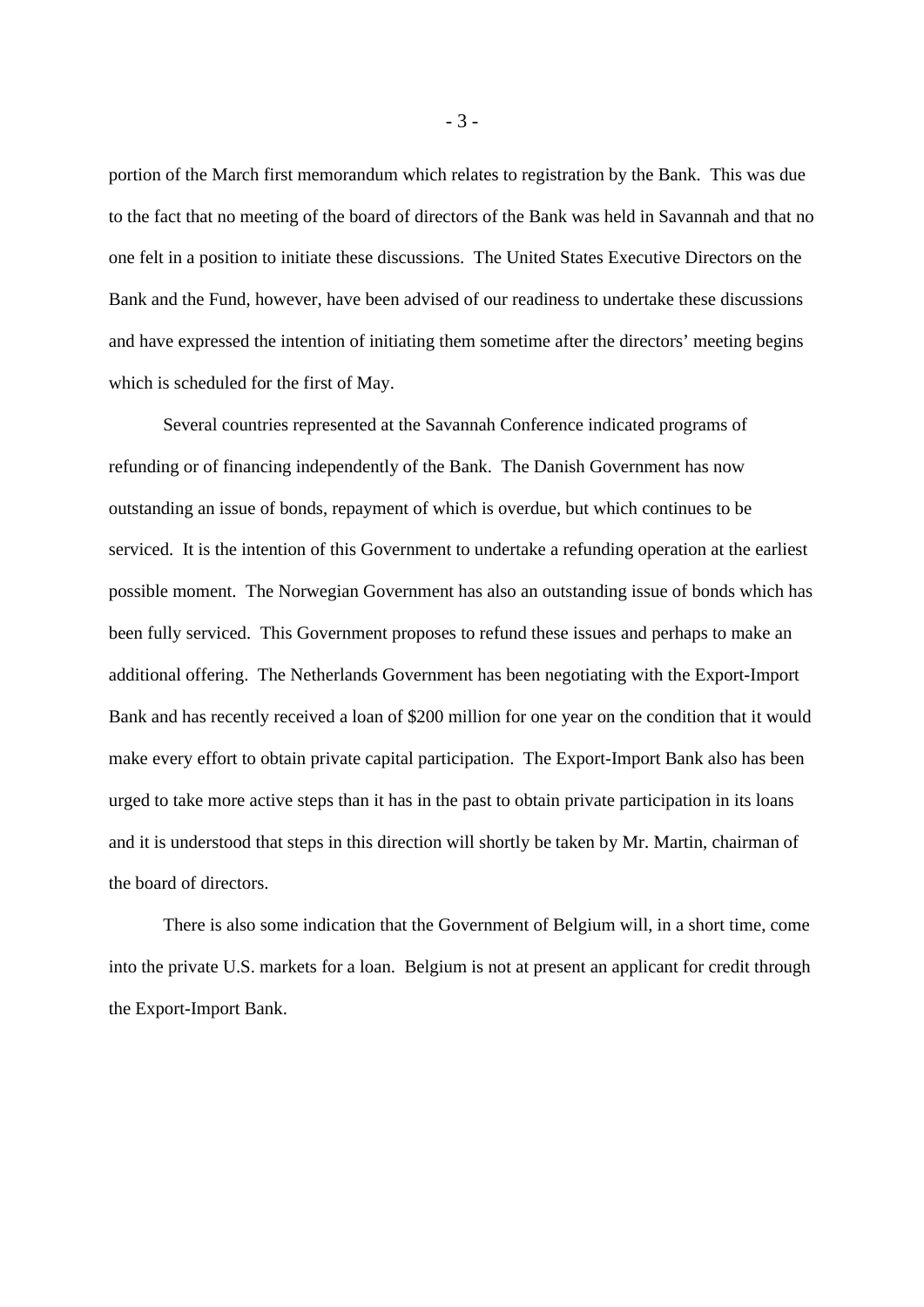portion of the March first memorandum which relates to registration by the Bank. This was due to the fact that no meeting of the board of directors of the Bank was held in Savannah and that no one felt in a position to initiate these discussions. The United States Executive Directors on the Bank and the Fund, however, have been advised of our readiness to undertake these discussions and have expressed the intention of initiating them sometime after the directors' meeting begins which is scheduled for the first of May.

Several countries represented at the Savannah Conference indicated programs of refunding or of financing independently of the Bank. The Danish Government has now outstanding an issue of bonds, repayment of which is overdue, but which continues to be serviced. It is the intention of this Government to undertake a refunding operation at the earliest possible moment. The Norwegian Government has also an outstanding issue of bonds which has been fully serviced. This Government proposes to refund these issues and perhaps to make an additional offering. The Netherlands Government has been negotiating with the Export-Import Bank and has recently received a loan of $200 million for one year on the condition that it would make every effort to obtain private capital participation. The Export-Import Bank also has been urged to take more active steps than it has in the past to obtain private participation in its loans and it is understood that steps in this direction will shortly be taken by Mr. Martin, chairman of the board of directors.

There is also some indication that the Government of Belgium will, in a short time, come into the private U.S. markets for a loan. Belgium is not at present an applicant for credit through the Export-Import Bank.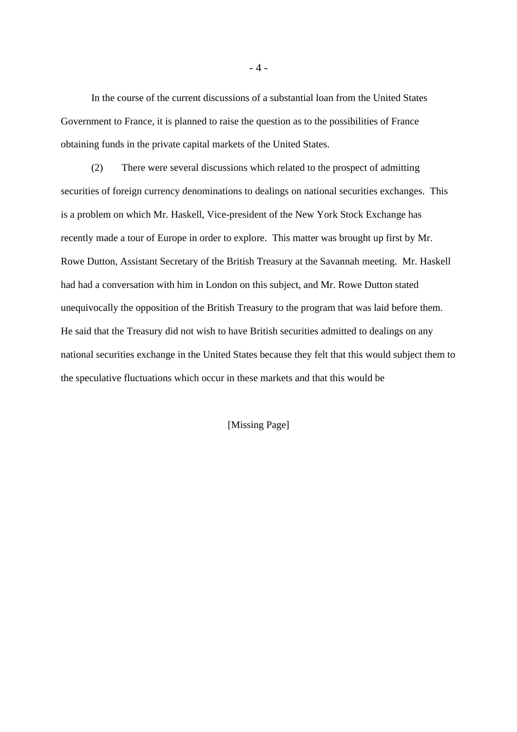In the course of the current discussions of a substantial loan from the United States Government to France, it is planned to raise the question as to the possibilities of France obtaining funds in the private capital markets of the United States.

(2) There were several discussions which related to the prospect of admitting securities of foreign currency denominations to dealings on national securities exchanges. This is a problem on which Mr. Haskell, Vice-president of the New York Stock Exchange has recently made a tour of Europe in order to explore. This matter was brought up first by Mr. Rowe Dutton, Assistant Secretary of the British Treasury at the Savannah meeting. Mr. Haskell had had a conversation with him in London on this subject, and Mr. Rowe Dutton stated unequivocally the opposition of the British Treasury to the program that was laid before them. He said that the Treasury did not wish to have British securities admitted to dealings on any national securities exchange in the United States because they felt that this would subject them to the speculative fluctuations which occur in these markets and that this would be

[Missing Page]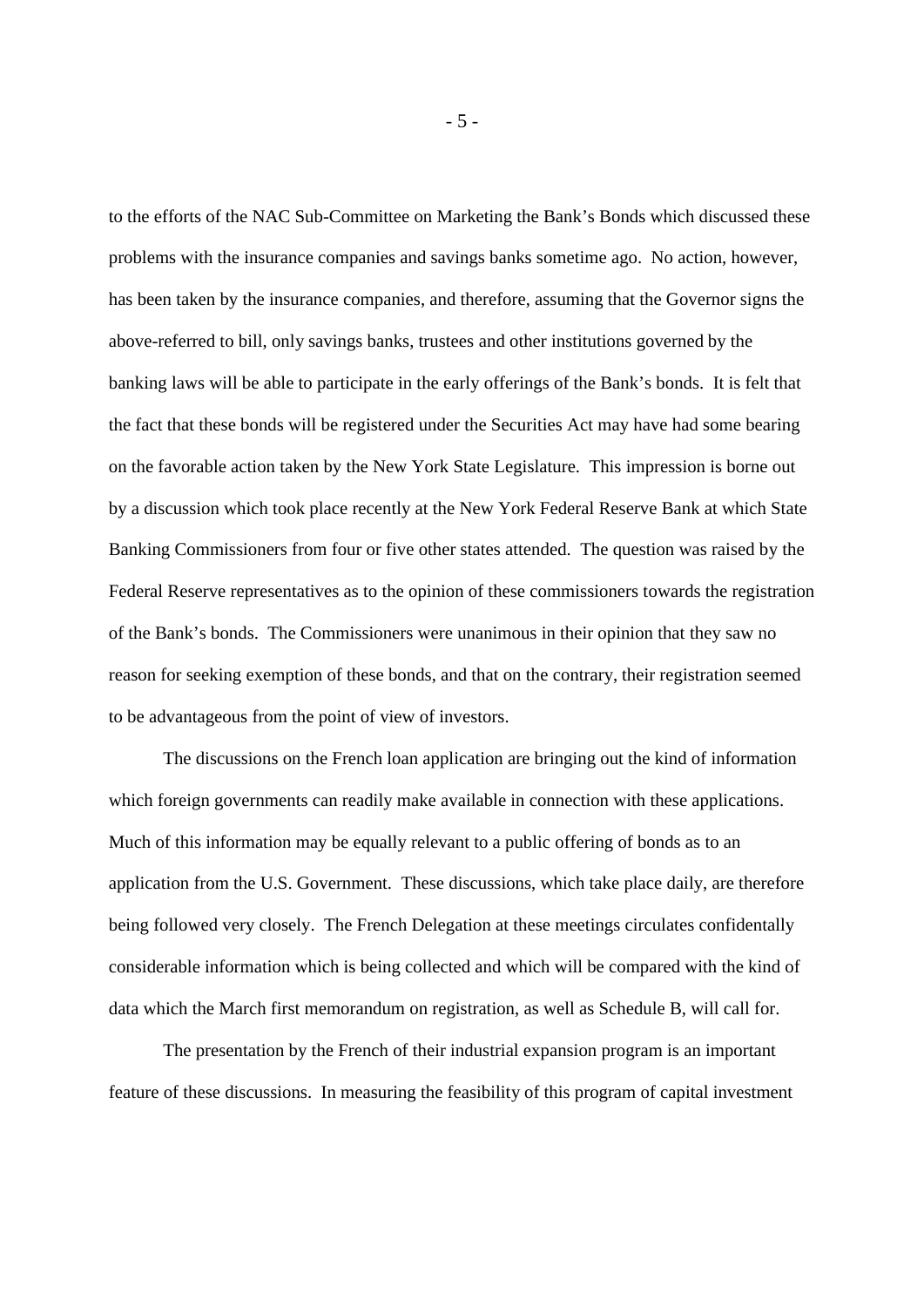to the efforts of the NAC Sub-Committee on Marketing the Bank's Bonds which discussed these problems with the insurance companies and savings banks sometime ago. No action, however, has been taken by the insurance companies, and therefore, assuming that the Governor signs the above-referred to bill, only savings banks, trustees and other institutions governed by the banking laws will be able to participate in the early offerings of the Bank's bonds. It is felt that the fact that these bonds will be registered under the Securities Act may have had some bearing on the favorable action taken by the New York State Legislature. This impression is borne out by a discussion which took place recently at the New York Federal Reserve Bank at which State Banking Commissioners from four or five other states attended. The question was raised by the Federal Reserve representatives as to the opinion of these commissioners towards the registration of the Bank's bonds. The Commissioners were unanimous in their opinion that they saw no reason for seeking exemption of these bonds, and that on the contrary, their registration seemed to be advantageous from the point of view of investors.

The discussions on the French loan application are bringing out the kind of information which foreign governments can readily make available in connection with these applications. Much of this information may be equally relevant to a public offering of bonds as to an application from the U.S. Government. These discussions, which take place daily, are therefore being followed very closely. The French Delegation at these meetings circulates confidentally considerable information which is being collected and which will be compared with the kind of data which the March first memorandum on registration, as well as Schedule B, will call for.

The presentation by the French of their industrial expansion program is an important feature of these discussions. In measuring the feasibility of this program of capital investment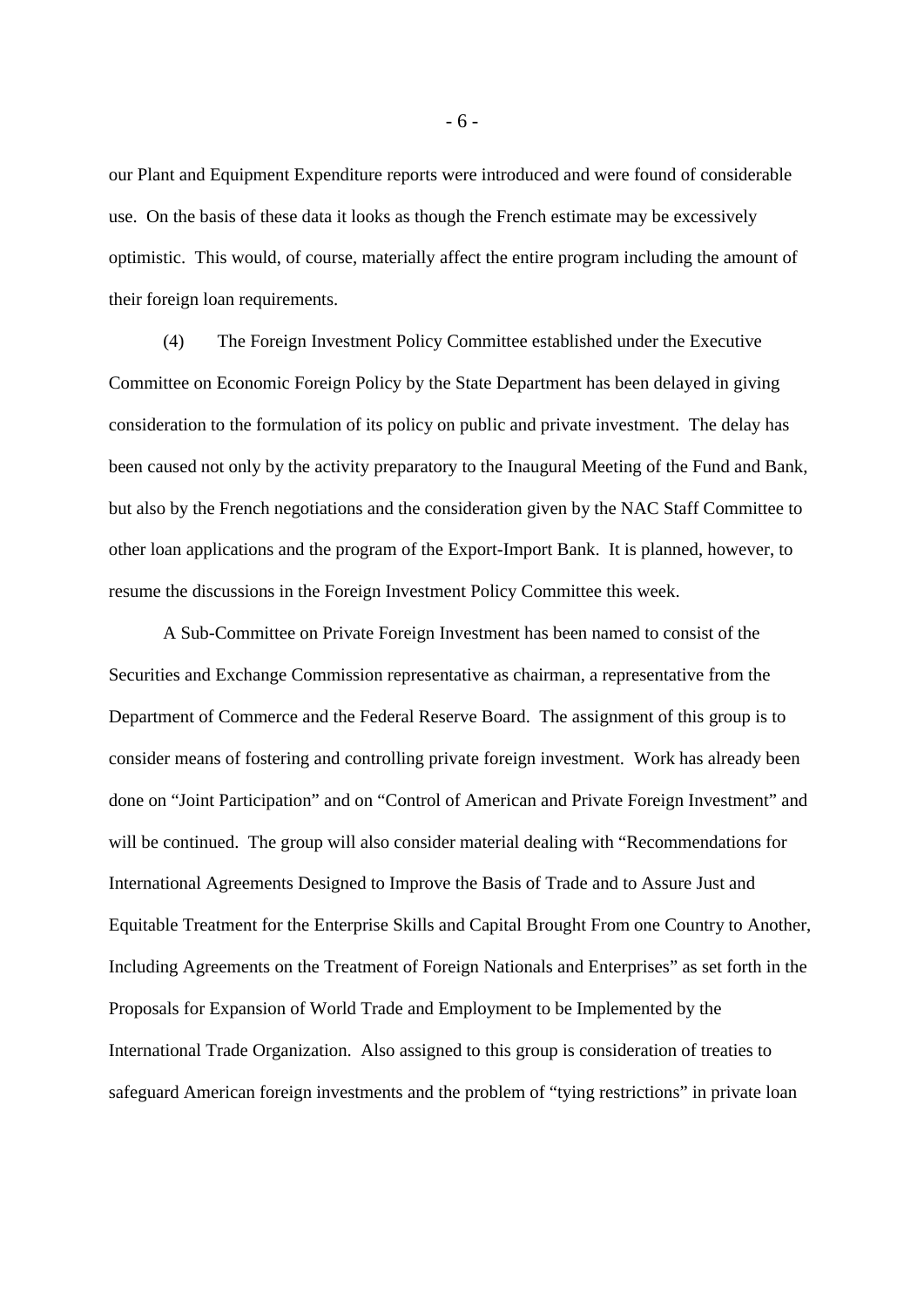our Plant and Equipment Expenditure reports were introduced and were found of considerable use. On the basis of these data it looks as though the French estimate may be excessively optimistic. This would, of course, materially affect the entire program including the amount of their foreign loan requirements.

(4) The Foreign Investment Policy Committee established under the Executive Committee on Economic Foreign Policy by the State Department has been delayed in giving consideration to the formulation of its policy on public and private investment. The delay has been caused not only by the activity preparatory to the Inaugural Meeting of the Fund and Bank, but also by the French negotiations and the consideration given by the NAC Staff Committee to other loan applications and the program of the Export-Import Bank. It is planned, however, to resume the discussions in the Foreign Investment Policy Committee this week.

A Sub-Committee on Private Foreign Investment has been named to consist of the Securities and Exchange Commission representative as chairman, a representative from the Department of Commerce and the Federal Reserve Board. The assignment of this group is to consider means of fostering and controlling private foreign investment. Work has already been done on "Joint Participation" and on "Control of American and Private Foreign Investment" and will be continued. The group will also consider material dealing with "Recommendations for International Agreements Designed to Improve the Basis of Trade and to Assure Just and Equitable Treatment for the Enterprise Skills and Capital Brought From one Country to Another, Including Agreements on the Treatment of Foreign Nationals and Enterprises" as set forth in the Proposals for Expansion of World Trade and Employment to be Implemented by the International Trade Organization. Also assigned to this group is consideration of treaties to safeguard American foreign investments and the problem of "tying restrictions" in private loan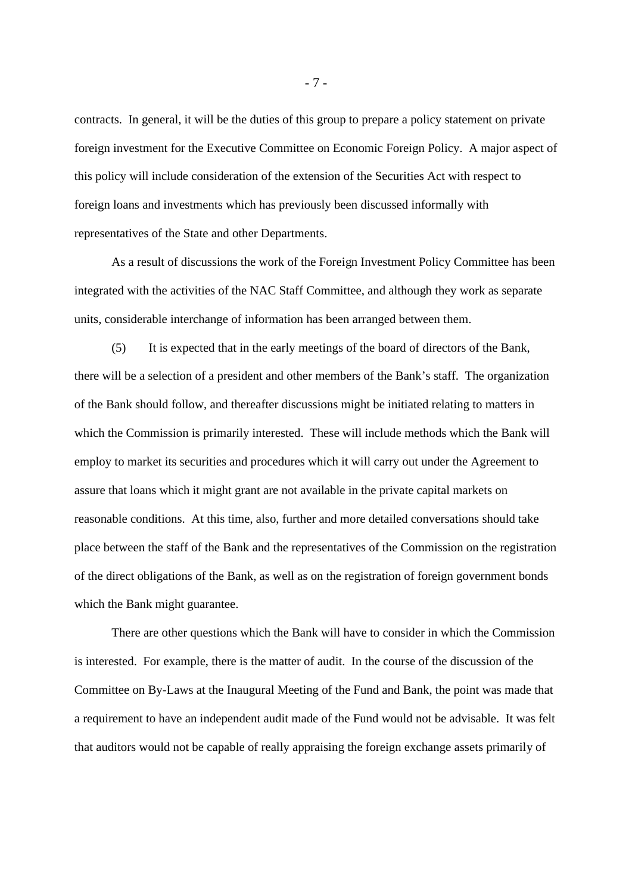contracts. In general, it will be the duties of this group to prepare a policy statement on private foreign investment for the Executive Committee on Economic Foreign Policy. A major aspect of this policy will include consideration of the extension of the Securities Act with respect to foreign loans and investments which has previously been discussed informally with representatives of the State and other Departments.

As a result of discussions the work of the Foreign Investment Policy Committee has been integrated with the activities of the NAC Staff Committee, and although they work as separate units, considerable interchange of information has been arranged between them.

(5) It is expected that in the early meetings of the board of directors of the Bank, there will be a selection of a president and other members of the Bank's staff. The organization of the Bank should follow, and thereafter discussions might be initiated relating to matters in which the Commission is primarily interested. These will include methods which the Bank will employ to market its securities and procedures which it will carry out under the Agreement to assure that loans which it might grant are not available in the private capital markets on reasonable conditions. At this time, also, further and more detailed conversations should take place between the staff of the Bank and the representatives of the Commission on the registration of the direct obligations of the Bank, as well as on the registration of foreign government bonds which the Bank might guarantee.

There are other questions which the Bank will have to consider in which the Commission is interested. For example, there is the matter of audit. In the course of the discussion of the Committee on By-Laws at the Inaugural Meeting of the Fund and Bank, the point was made that a requirement to have an independent audit made of the Fund would not be advisable. It was felt that auditors would not be capable of really appraising the foreign exchange assets primarily of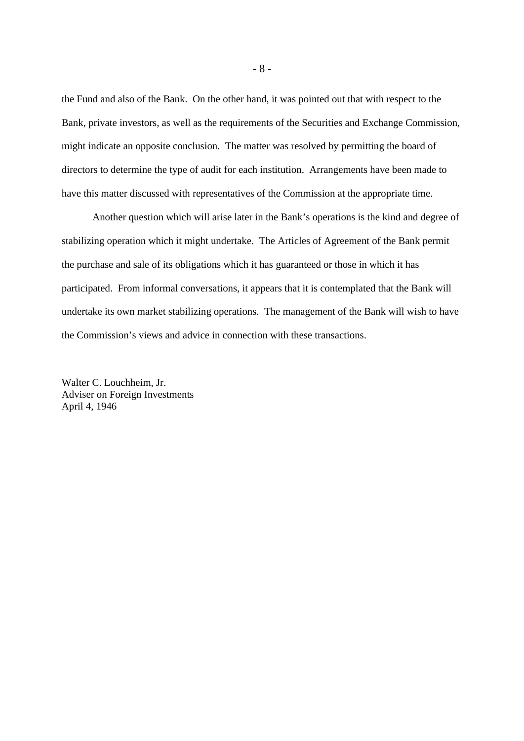the Fund and also of the Bank. On the other hand, it was pointed out that with respect to the Bank, private investors, as well as the requirements of the Securities and Exchange Commission, might indicate an opposite conclusion. The matter was resolved by permitting the board of directors to determine the type of audit for each institution. Arrangements have been made to have this matter discussed with representatives of the Commission at the appropriate time.

Another question which will arise later in the Bank's operations is the kind and degree of stabilizing operation which it might undertake. The Articles of Agreement of the Bank permit the purchase and sale of its obligations which it has guaranteed or those in which it has participated. From informal conversations, it appears that it is contemplated that the Bank will undertake its own market stabilizing operations. The management of the Bank will wish to have the Commission's views and advice in connection with these transactions.

Walter C. Louchheim, Jr.
Adviser on Foreign Investments
April 4, 1946